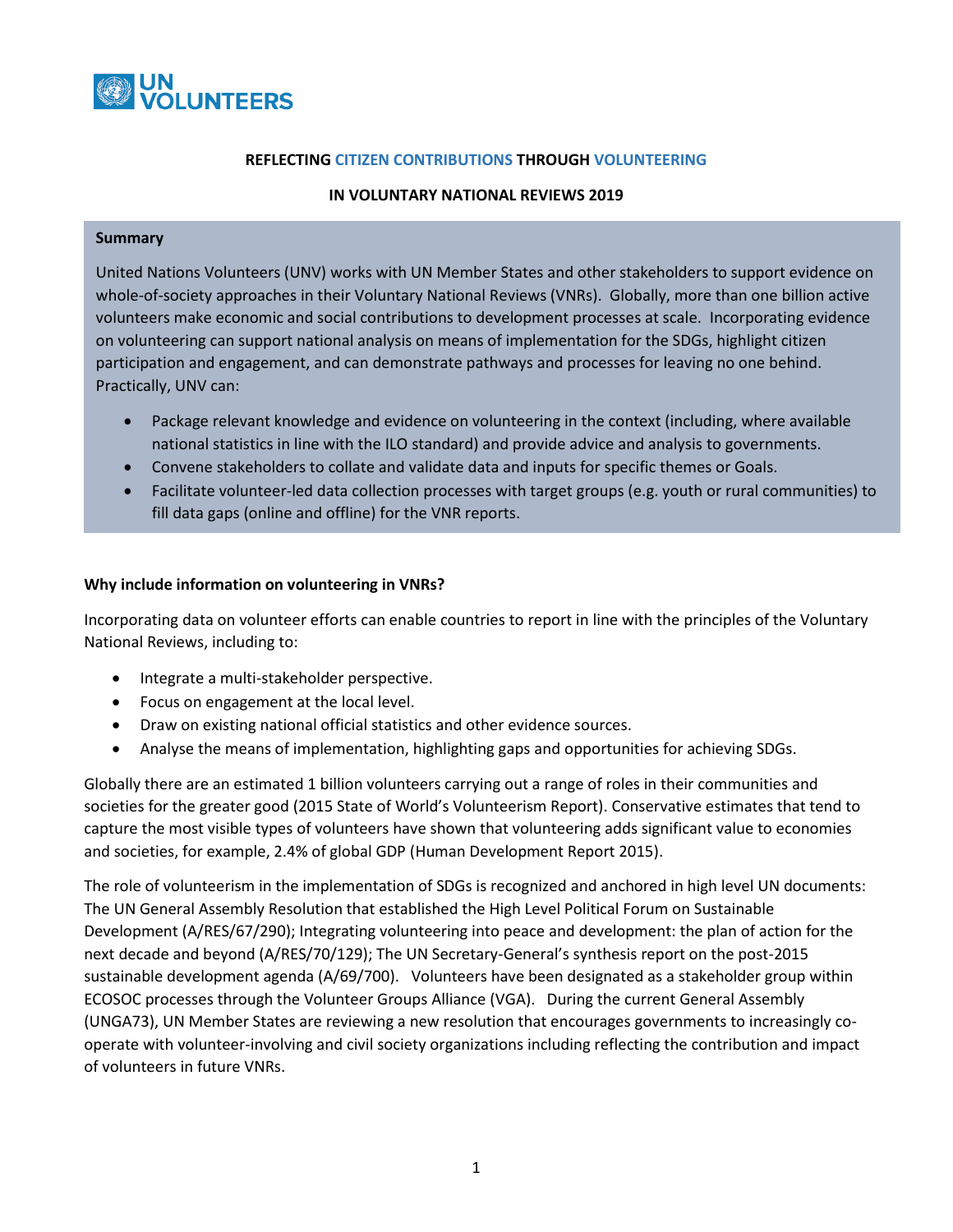UN VOLUNTEERS

**REFLECTING CITIZEN CONTRIBUTIONS THROUGH VOLUNTEERING**

**IN VOLUNTARY NATIONAL REVIEWS 2019**

**Summary**

United Nations Volunteers (UNV) works with UN Member States and other stakeholders to support evidence on whole-of-society approaches in their Voluntary National Reviews (VNRs). Globally, more than one billion active volunteers make economic and social contributions to development processes at scale. Incorporating evidence on volunteering can support national analysis on means of implementation for the SDGs, highlight citizen participation and engagement, and can demonstrate pathways and processes for leaving no one behind. Practically, UNV can:

- Package relevant knowledge and evidence on volunteering in the context (including, where available national statistics in line with the ILO standard) and provide advice and analysis to governments.
- Convene stakeholders to collate and validate data and inputs for specific themes or Goals.
- Facilitate volunteer-led data collection processes with target groups (e.g. youth or rural communities) to fill data gaps (online and offline) for the VNR reports.

**Why include information on volunteering in VNRs?**

Incorporating data on volunteer efforts can enable countries to report in line with the principles of the Voluntary National Reviews, including to:

- Integrate a multi-stakeholder perspective.
- Focus on engagement at the local level.
- Draw on existing national official statistics and other evidence sources.
- Analyse the means of implementation, highlighting gaps and opportunities for achieving SDGs.

Globally there are an estimated 1 billion volunteers carrying out a range of roles in their communities and societies for the greater good (2015 State of World's Volunteerism Report). Conservative estimates that tend to capture the most visible types of volunteers have shown that volunteering adds significant value to economies and societies, for example, 2.4% of global GDP (Human Development Report 2015).

The role of volunteerism in the implementation of SDGs is recognized and anchored in high level UN documents: The UN General Assembly Resolution that established the High Level Political Forum on Sustainable Development (A/RES/67/290); Integrating volunteering into peace and development: the plan of action for the next decade and beyond (A/RES/70/129); The UN Secretary-General's synthesis report on the post-2015 sustainable development agenda (A/69/700). Volunteers have been designated as a stakeholder group within ECOSOC processes through the Volunteer Groups Alliance (VGA). During the current General Assembly (UNGA73), UN Member States are reviewing a new resolution that encourages governments to increasingly co-operate with volunteer-involving and civil society organizations including reflecting the contribution and impact of volunteers in future VNRs.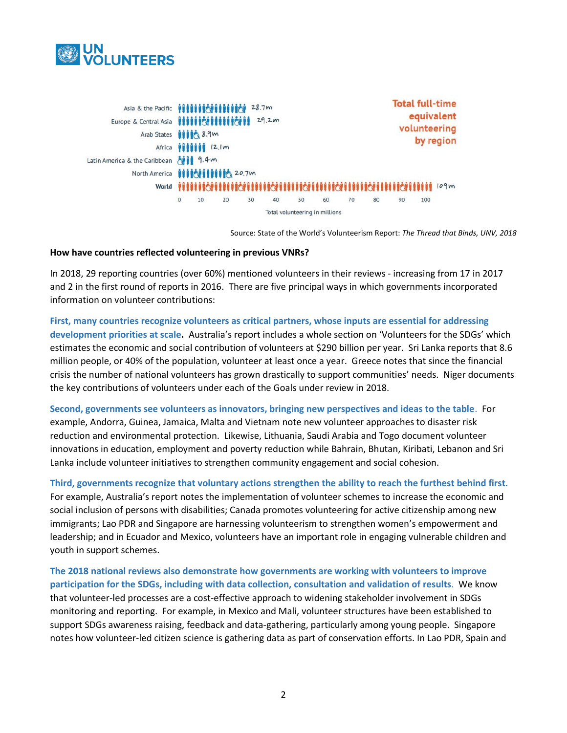**Total full-time equivalent volunteering by region**

| Region | Total volunteering in millions |
| --- | --- |
| Asia & the Pacific | 28.7m |
| Europe & Central Asia | 29.2m |
| Arab States | 8.9m |
| Africa | 12.1m |
| Latin America & the Caribbean | 9.4m |
| North America | 20.7m |
| World | 109m |

Source: State of the World's Volunteerism Report: *The Thread that Binds, UNV, 2018*

**How have countries reflected volunteering in previous VNRs?**

In 2018, 29 reporting countries (over 60%) mentioned volunteers in their reviews - increasing from 17 in 2017 and 2 in the first round of reports in 2016. There are five principal ways in which governments incorporated information on volunteer contributions:

**First, many countries recognize volunteers as critical partners, whose inputs are essential for addressing development priorities at scale.** Australia's report includes a whole section on 'Volunteers for the SDGs' which estimates the economic and social contribution of volunteers at $290 billion per year. Sri Lanka reports that 8.6 million people, or 40% of the population, volunteer at least once a year. Greece notes that since the financial crisis the number of national volunteers has grown drastically to support communities' needs. Niger documents the key contributions of volunteers under each of the Goals under review in 2018.

**Second, governments see volunteers as innovators, bringing new perspectives and ideas to the table**. For example, Andorra, Guinea, Jamaica, Malta and Vietnam note new volunteer approaches to disaster risk reduction and environmental protection. Likewise, Lithuania, Saudi Arabia and Togo document volunteer innovations in education, employment and poverty reduction while Bahrain, Bhutan, Kiribati, Lebanon and Sri Lanka include volunteer initiatives to strengthen community engagement and social cohesion.

**Third, governments recognize that voluntary actions strengthen the ability to reach the furthest behind first.** For example, Australia's report notes the implementation of volunteer schemes to increase the economic and social inclusion of persons with disabilities; Canada promotes volunteering for active citizenship among new immigrants; Lao PDR and Singapore are harnessing volunteerism to strengthen women's empowerment and leadership; and in Ecuador and Mexico, volunteers have an important role in engaging vulnerable children and youth in support schemes.

**The 2018 national reviews also demonstrate how governments are working with volunteers to improve participation for the SDGs, including with data collection, consultation and validation of results**. We know that volunteer-led processes are a cost-effective approach to widening stakeholder involvement in SDGs monitoring and reporting. For example, in Mexico and Mali, volunteer structures have been established to support SDGs awareness raising, feedback and data-gathering, particularly among young people. Singapore notes how volunteer-led citizen science is gathering data as part of conservation efforts. In Lao PDR, Spain and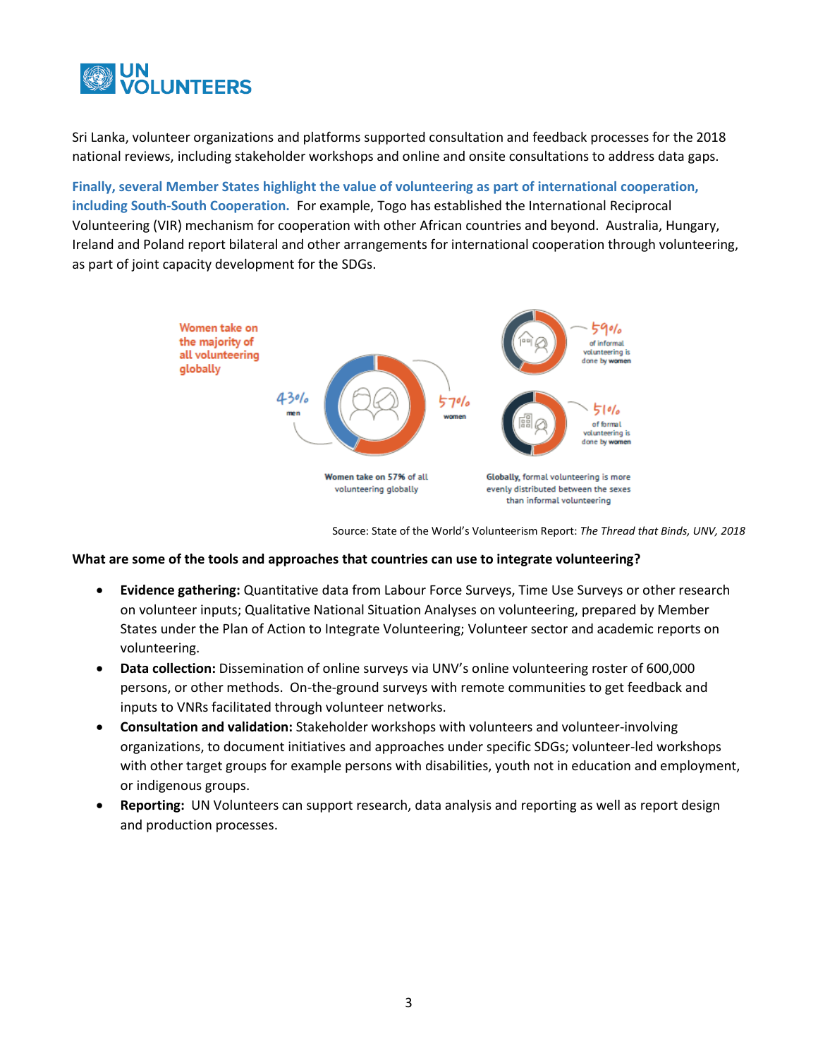Sri Lanka, volunteer organizations and platforms supported consultation and feedback processes for the 2018 national reviews, including stakeholder workshops and online and onsite consultations to address data gaps.

**Finally, several Member States highlight the value of volunteering as part of international cooperation, including South-South Cooperation.** For example, Togo has established the International Reciprocal Volunteering (VIR) mechanism for cooperation with other African countries and beyond. Australia, Hungary, Ireland and Poland report bilateral and other arrangements for international cooperation through volunteering, as part of joint capacity development for the SDGs.

Women take on the majority of all volunteering globally

43% men

57% women

Women take on 57% of all volunteering globally

59% of informal volunteering is done by women

51% of formal volunteering is done by women

Globally, formal volunteering is more evenly distributed between the sexes than informal volunteering

Source: State of the World's Volunteerism Report: *The Thread that Binds, UNV, 2018*

**What are some of the tools and approaches that countries can use to integrate volunteering?**

- **Evidence gathering:** Quantitative data from Labour Force Surveys, Time Use Surveys or other research on volunteer inputs; Qualitative National Situation Analyses on volunteering, prepared by Member States under the Plan of Action to Integrate Volunteering; Volunteer sector and academic reports on volunteering.
- **Data collection:** Dissemination of online surveys via UNV's online volunteering roster of 600,000 persons, or other methods. On-the-ground surveys with remote communities to get feedback and inputs to VNRs facilitated through volunteer networks.
- **Consultation and validation:** Stakeholder workshops with volunteers and volunteer-involving organizations, to document initiatives and approaches under specific SDGs; volunteer-led workshops with other target groups for example persons with disabilities, youth not in education and employment, or indigenous groups.
- **Reporting:** UN Volunteers can support research, data analysis and reporting as well as report design and production processes.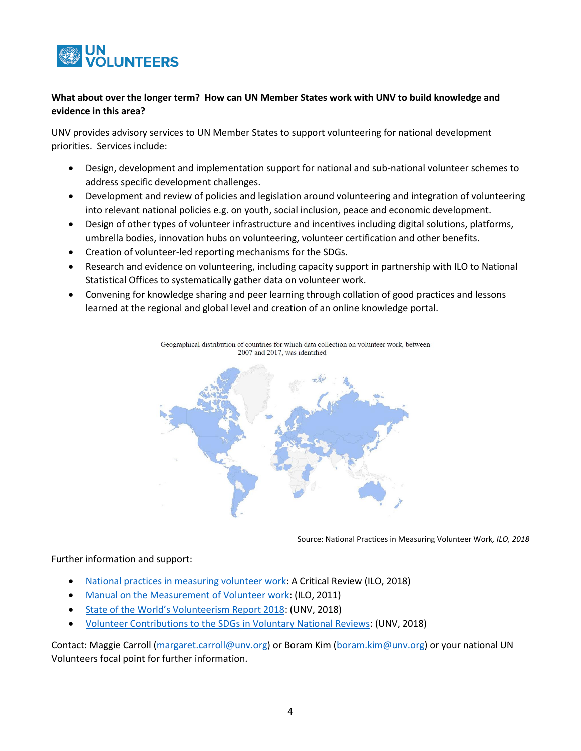**What about over the longer term? How can UN Member States work with UNV to build knowledge and evidence in this area?**

UNV provides advisory services to UN Member States to support volunteering for national development priorities. Services include:

- Design, development and implementation support for national and sub-national volunteer schemes to address specific development challenges.
- Development and review of policies and legislation around volunteering and integration of volunteering into relevant national policies e.g. on youth, social inclusion, peace and economic development.
- Design of other types of volunteer infrastructure and incentives including digital solutions, platforms, umbrella bodies, innovation hubs on volunteering, volunteer certification and other benefits.
- Creation of volunteer-led reporting mechanisms for the SDGs.
- Research and evidence on volunteering, including capacity support in partnership with ILO to National Statistical Offices to systematically gather data on volunteer work.
- Convening for knowledge sharing and peer learning through collation of good practices and lessons learned at the regional and global level and creation of an online knowledge portal.

Geographical distribution of countries for which data collection on volunteer work, between 2007 and 2017, was identified

Source: National Practices in Measuring Volunteer Work, *ILO, 2018*

Further information and support:

- National practices in measuring volunteer work: A Critical Review (ILO, 2018)
- Manual on the Measurement of Volunteer work: (ILO, 2011)
- State of the World's Volunteerism Report 2018: (UNV, 2018)
- Volunteer Contributions to the SDGs in Voluntary National Reviews: (UNV, 2018)

Contact: Maggie Carroll (margaret.carroll@unv.org) or Boram Kim (boram.kim@unv.org) or your national UN Volunteers focal point for further information.